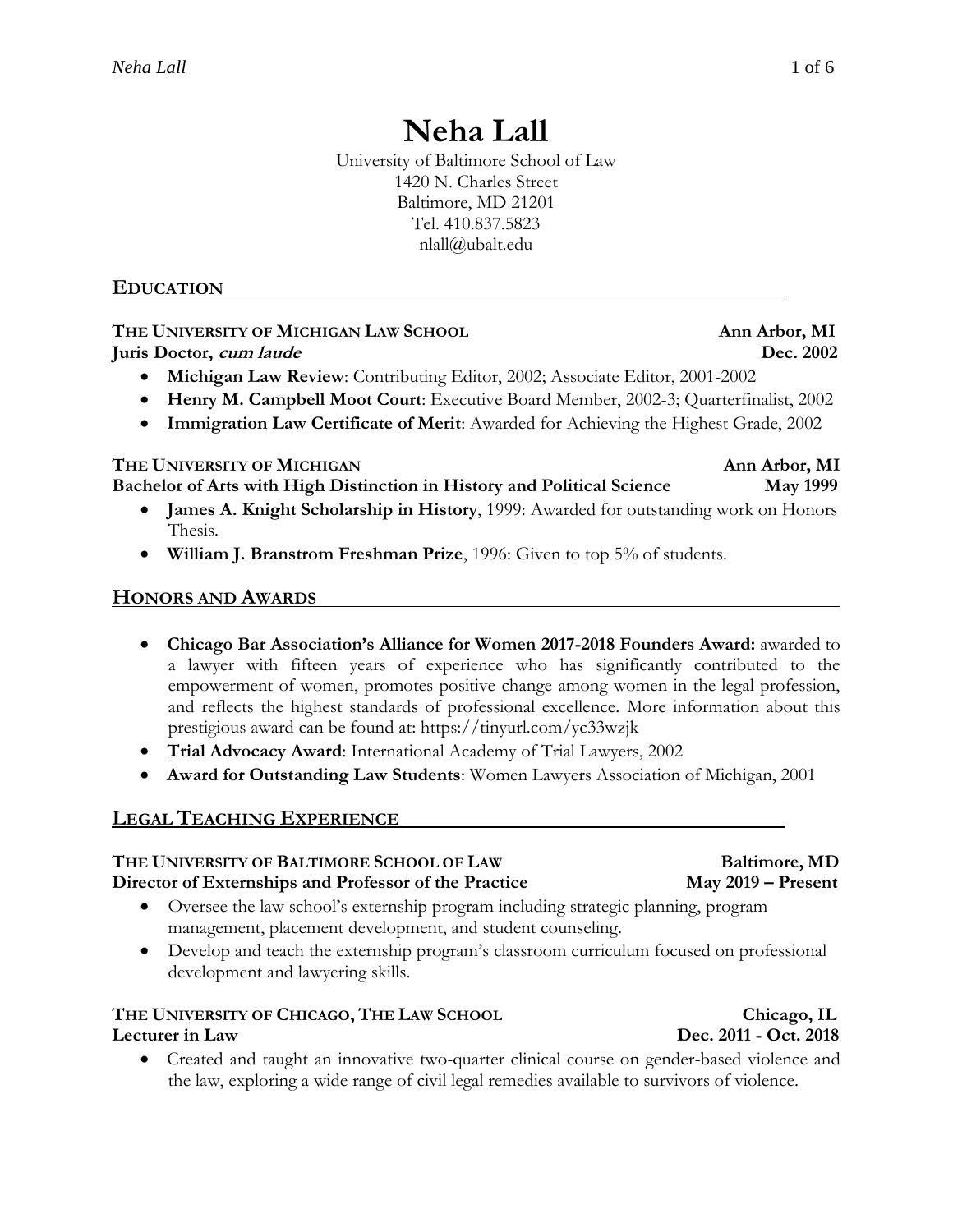# Neha Lall

University of Baltimore School of Law
1420 N. Charles Street
Baltimore, MD 21201
Tel. 410.837.5823
nlall@ubalt.edu

## EDUCATION

**THE UNIVERSITY OF MICHIGAN LAW SCHOOL** — **Ann Arbor, MI**
**Juris Doctor, *cum laude*** — **Dec. 2002**

- **Michigan Law Review**: Contributing Editor, 2002; Associate Editor, 2001-2002
- **Henry M. Campbell Moot Court**: Executive Board Member, 2002-3; Quarterfinalist, 2002
- **Immigration Law Certificate of Merit**: Awarded for Achieving the Highest Grade, 2002

**THE UNIVERSITY OF MICHIGAN** — **Ann Arbor, MI**
**Bachelor of Arts with High Distinction in History and Political Science** — **May 1999**

- **James A. Knight Scholarship in History**, 1999: Awarded for outstanding work on Honors Thesis.
- **William J. Branstrom Freshman Prize**, 1996: Given to top 5% of students.

## HONORS AND AWARDS

- **Chicago Bar Association's Alliance for Women 2017-2018 Founders Award:** awarded to a lawyer with fifteen years of experience who has significantly contributed to the empowerment of women, promotes positive change among women in the legal profession, and reflects the highest standards of professional excellence. More information about this prestigious award can be found at: https://tinyurl.com/yc33wzjk
- **Trial Advocacy Award**: International Academy of Trial Lawyers, 2002
- **Award for Outstanding Law Students**: Women Lawyers Association of Michigan, 2001

## LEGAL TEACHING EXPERIENCE

**THE UNIVERSITY OF BALTIMORE SCHOOL OF LAW** — **Baltimore, MD**
**Director of Externships and Professor of the Practice** — **May 2019 – Present**

- Oversee the law school's externship program including strategic planning, program management, placement development, and student counseling.
- Develop and teach the externship program's classroom curriculum focused on professional development and lawyering skills.

**THE UNIVERSITY OF CHICAGO, THE LAW SCHOOL** — **Chicago, IL**
**Lecturer in Law** — **Dec. 2011 - Oct. 2018**

- Created and taught an innovative two-quarter clinical course on gender-based violence and the law, exploring a wide range of civil legal remedies available to survivors of violence.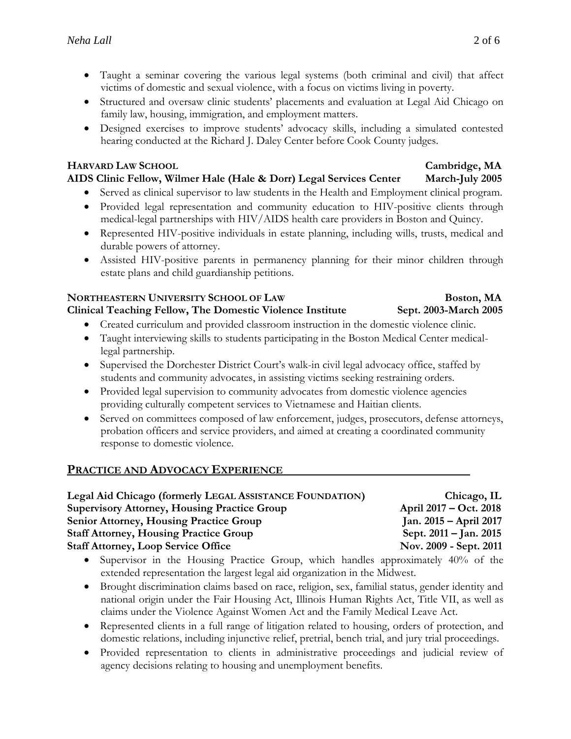- Taught a seminar covering the various legal systems (both criminal and civil) that affect victims of domestic and sexual violence, with a focus on victims living in poverty.
- Structured and oversaw clinic students' placements and evaluation at Legal Aid Chicago on family law, housing, immigration, and employment matters.
- Designed exercises to improve students' advocacy skills, including a simulated contested hearing conducted at the Richard J. Daley Center before Cook County judges.

**HARVARD LAW SCHOOL** — **Cambridge, MA**
**AIDS Clinic Fellow, Wilmer Hale (Hale & Dorr) Legal Services Center** — **March-July 2005**

- Served as clinical supervisor to law students in the Health and Employment clinical program.
- Provided legal representation and community education to HIV-positive clients through medical-legal partnerships with HIV/AIDS health care providers in Boston and Quincy.
- Represented HIV-positive individuals in estate planning, including wills, trusts, medical and durable powers of attorney.
- Assisted HIV-positive parents in permanency planning for their minor children through estate plans and child guardianship petitions.

**NORTHEASTERN UNIVERSITY SCHOOL OF LAW** — **Boston, MA**
**Clinical Teaching Fellow, The Domestic Violence Institute** — **Sept. 2003-March 2005**

- Created curriculum and provided classroom instruction in the domestic violence clinic.
- Taught interviewing skills to students participating in the Boston Medical Center medical-legal partnership.
- Supervised the Dorchester District Court's walk-in civil legal advocacy office, staffed by students and community advocates, in assisting victims seeking restraining orders.
- Provided legal supervision to community advocates from domestic violence agencies providing culturally competent services to Vietnamese and Haitian clients.
- Served on committees composed of law enforcement, judges, prosecutors, defense attorneys, probation officers and service providers, and aimed at creating a coordinated community response to domestic violence.

## PRACTICE AND ADVOCACY EXPERIENCE

**Legal Aid Chicago (formerly LEGAL ASSISTANCE FOUNDATION)** — **Chicago, IL**
**Supervisory Attorney, Housing Practice Group** — **April 2017 – Oct. 2018**
**Senior Attorney, Housing Practice Group** — **Jan. 2015 – April 2017**
**Staff Attorney, Housing Practice Group** — **Sept. 2011 – Jan. 2015**
**Staff Attorney, Loop Service Office** — **Nov. 2009 - Sept. 2011**

- Supervisor in the Housing Practice Group, which handles approximately 40% of the extended representation the largest legal aid organization in the Midwest.
- Brought discrimination claims based on race, religion, sex, familial status, gender identity and national origin under the Fair Housing Act, Illinois Human Rights Act, Title VII, as well as claims under the Violence Against Women Act and the Family Medical Leave Act.
- Represented clients in a full range of litigation related to housing, orders of protection, and domestic relations, including injunctive relief, pretrial, bench trial, and jury trial proceedings.
- Provided representation to clients in administrative proceedings and judicial review of agency decisions relating to housing and unemployment benefits.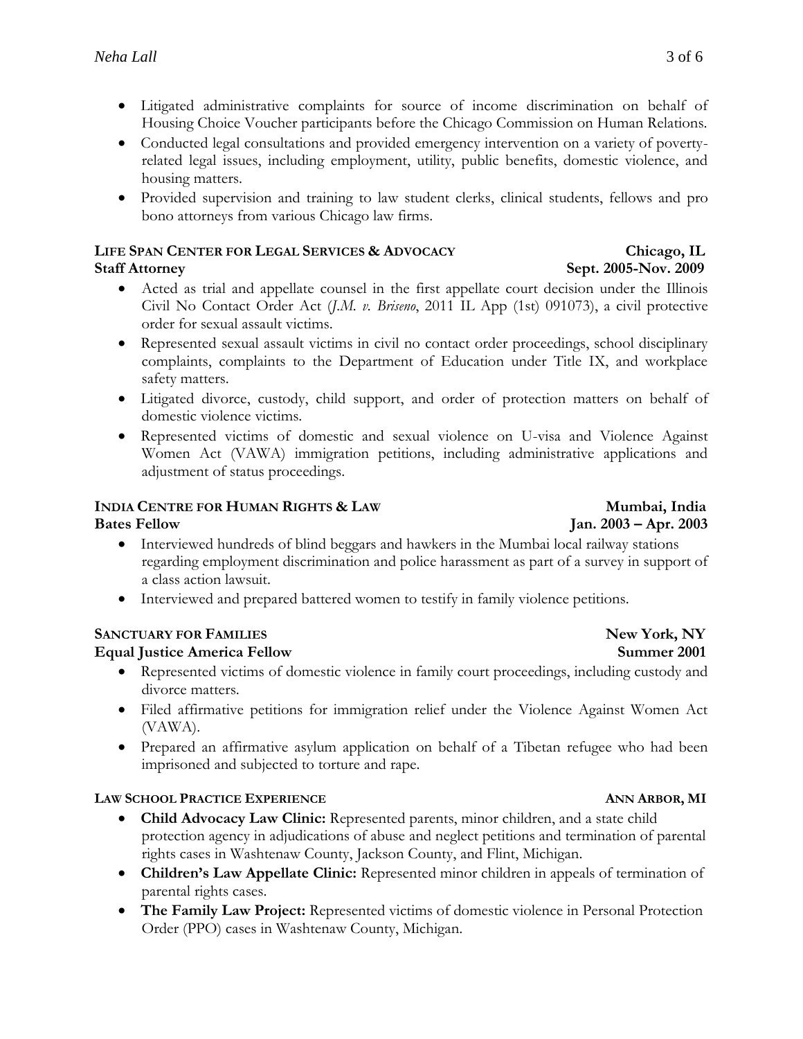- Litigated administrative complaints for source of income discrimination on behalf of Housing Choice Voucher participants before the Chicago Commission on Human Relations.
- Conducted legal consultations and provided emergency intervention on a variety of poverty-related legal issues, including employment, utility, public benefits, domestic violence, and housing matters.
- Provided supervision and training to law student clerks, clinical students, fellows and pro bono attorneys from various Chicago law firms.

**LIFE SPAN CENTER FOR LEGAL SERVICES & ADVOCACY** — **Chicago, IL**
**Staff Attorney** — **Sept. 2005-Nov. 2009**

- Acted as trial and appellate counsel in the first appellate court decision under the Illinois Civil No Contact Order Act (*J.M. v. Briseno*, 2011 IL App (1st) 091073), a civil protective order for sexual assault victims.
- Represented sexual assault victims in civil no contact order proceedings, school disciplinary complaints, complaints to the Department of Education under Title IX, and workplace safety matters.
- Litigated divorce, custody, child support, and order of protection matters on behalf of domestic violence victims.
- Represented victims of domestic and sexual violence on U-visa and Violence Against Women Act (VAWA) immigration petitions, including administrative applications and adjustment of status proceedings.

**INDIA CENTRE FOR HUMAN RIGHTS & LAW** — **Mumbai, India**
**Bates Fellow** — **Jan. 2003 – Apr. 2003**

- Interviewed hundreds of blind beggars and hawkers in the Mumbai local railway stations regarding employment discrimination and police harassment as part of a survey in support of a class action lawsuit.
- Interviewed and prepared battered women to testify in family violence petitions.

**SANCTUARY FOR FAMILIES** — **New York, NY**
**Equal Justice America Fellow** — **Summer 2001**

- Represented victims of domestic violence in family court proceedings, including custody and divorce matters.
- Filed affirmative petitions for immigration relief under the Violence Against Women Act (VAWA).
- Prepared an affirmative asylum application on behalf of a Tibetan refugee who had been imprisoned and subjected to torture and rape.

**LAW SCHOOL PRACTICE EXPERIENCE** — **ANN ARBOR, MI**

- **Child Advocacy Law Clinic:** Represented parents, minor children, and a state child protection agency in adjudications of abuse and neglect petitions and termination of parental rights cases in Washtenaw County, Jackson County, and Flint, Michigan.
- **Children's Law Appellate Clinic:** Represented minor children in appeals of termination of parental rights cases.
- **The Family Law Project:** Represented victims of domestic violence in Personal Protection Order (PPO) cases in Washtenaw County, Michigan.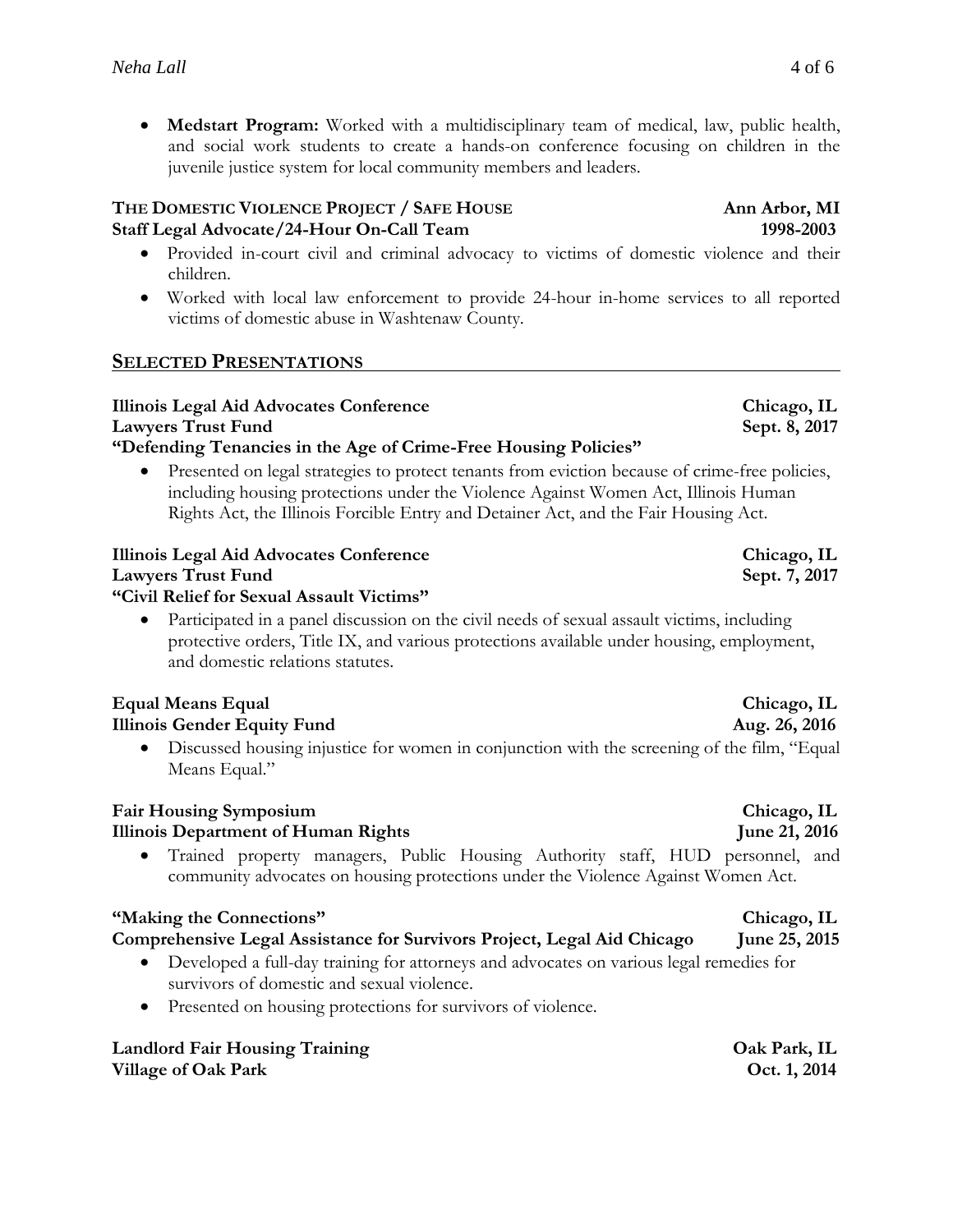- **Medstart Program:** Worked with a multidisciplinary team of medical, law, public health, and social work students to create a hands-on conference focusing on children in the juvenile justice system for local community members and leaders.

**THE DOMESTIC VIOLENCE PROJECT / SAFE HOUSE** — **Ann Arbor, MI**
**Staff Legal Advocate/24-Hour On-Call Team** — **1998-2003**

- Provided in-court civil and criminal advocacy to victims of domestic violence and their children.
- Worked with local law enforcement to provide 24-hour in-home services to all reported victims of domestic abuse in Washtenaw County.

## SELECTED PRESENTATIONS

**Illinois Legal Aid Advocates Conference** — **Chicago, IL**
**Lawyers Trust Fund** — **Sept. 8, 2017**
**"Defending Tenancies in the Age of Crime-Free Housing Policies"**

- Presented on legal strategies to protect tenants from eviction because of crime-free policies, including housing protections under the Violence Against Women Act, Illinois Human Rights Act, the Illinois Forcible Entry and Detainer Act, and the Fair Housing Act.

**Illinois Legal Aid Advocates Conference** — **Chicago, IL**
**Lawyers Trust Fund** — **Sept. 7, 2017**
**"Civil Relief for Sexual Assault Victims"**

- Participated in a panel discussion on the civil needs of sexual assault victims, including protective orders, Title IX, and various protections available under housing, employment, and domestic relations statutes.

**Equal Means Equal** — **Chicago, IL**
**Illinois Gender Equity Fund** — **Aug. 26, 2016**

- Discussed housing injustice for women in conjunction with the screening of the film, "Equal Means Equal."

**Fair Housing Symposium** — **Chicago, IL**
**Illinois Department of Human Rights** — **June 21, 2016**

- Trained property managers, Public Housing Authority staff, HUD personnel, and community advocates on housing protections under the Violence Against Women Act.

**"Making the Connections"** — **Chicago, IL**
**Comprehensive Legal Assistance for Survivors Project, Legal Aid Chicago** — **June 25, 2015**

- Developed a full-day training for attorneys and advocates on various legal remedies for survivors of domestic and sexual violence.
- Presented on housing protections for survivors of violence.

**Landlord Fair Housing Training** — **Oak Park, IL**
**Village of Oak Park** — **Oct. 1, 2014**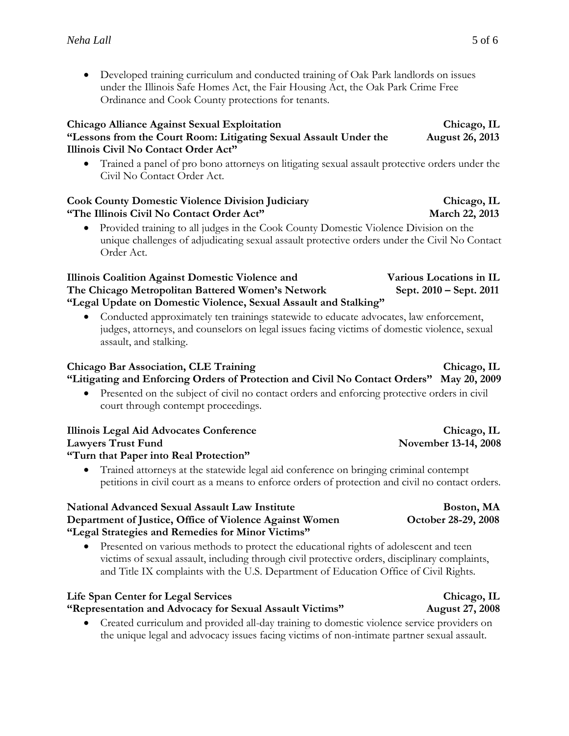- Developed training curriculum and conducted training of Oak Park landlords on issues under the Illinois Safe Homes Act, the Fair Housing Act, the Oak Park Crime Free Ordinance and Cook County protections for tenants.

**Chicago Alliance Against Sexual Exploitation** — **Chicago, IL**
**"Lessons from the Court Room: Litigating Sexual Assault Under the Illinois Civil No Contact Order Act"** — **August 26, 2013**

- Trained a panel of pro bono attorneys on litigating sexual assault protective orders under the Civil No Contact Order Act.

**Cook County Domestic Violence Division Judiciary** — **Chicago, IL**
**"The Illinois Civil No Contact Order Act"** — **March 22, 2013**

- Provided training to all judges in the Cook County Domestic Violence Division on the unique challenges of adjudicating sexual assault protective orders under the Civil No Contact Order Act.

**Illinois Coalition Against Domestic Violence and** — **Various Locations in IL**
**The Chicago Metropolitan Battered Women's Network** — **Sept. 2010 – Sept. 2011**
**"Legal Update on Domestic Violence, Sexual Assault and Stalking"**

- Conducted approximately ten trainings statewide to educate advocates, law enforcement, judges, attorneys, and counselors on legal issues facing victims of domestic violence, sexual assault, and stalking.

**Chicago Bar Association, CLE Training** — **Chicago, IL**
**"Litigating and Enforcing Orders of Protection and Civil No Contact Orders"** — **May 20, 2009**

- Presented on the subject of civil no contact orders and enforcing protective orders in civil court through contempt proceedings.

**Illinois Legal Aid Advocates Conference** — **Chicago, IL**
**Lawyers Trust Fund** — **November 13-14, 2008**
**"Turn that Paper into Real Protection"**

- Trained attorneys at the statewide legal aid conference on bringing criminal contempt petitions in civil court as a means to enforce orders of protection and civil no contact orders.

**National Advanced Sexual Assault Law Institute** — **Boston, MA**
**Department of Justice, Office of Violence Against Women** — **October 28-29, 2008**
**"Legal Strategies and Remedies for Minor Victims"**

- Presented on various methods to protect the educational rights of adolescent and teen victims of sexual assault, including through civil protective orders, disciplinary complaints, and Title IX complaints with the U.S. Department of Education Office of Civil Rights.

**Life Span Center for Legal Services** — **Chicago, IL**
**"Representation and Advocacy for Sexual Assault Victims"** — **August 27, 2008**

- Created curriculum and provided all-day training to domestic violence service providers on the unique legal and advocacy issues facing victims of non-intimate partner sexual assault.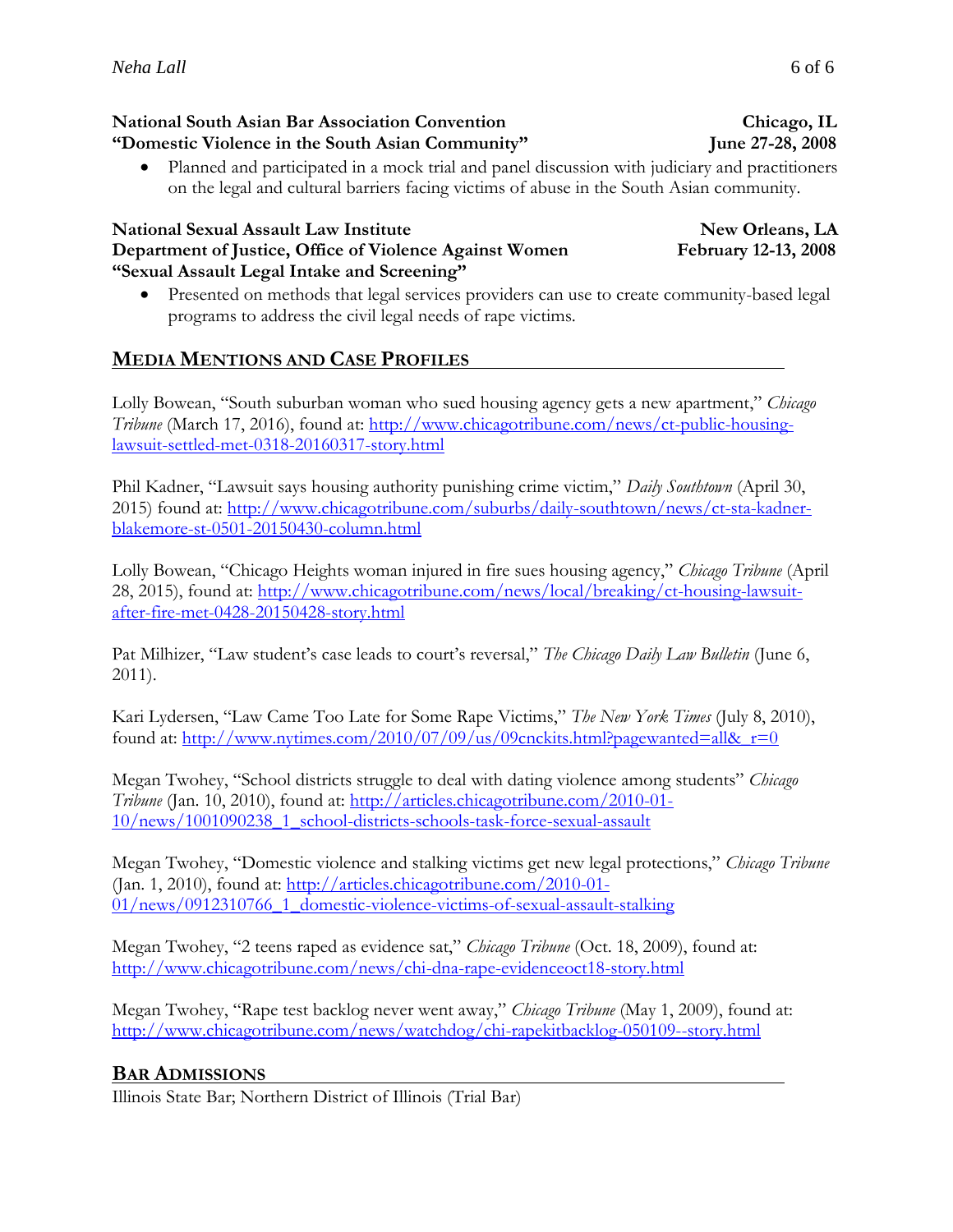**National South Asian Bar Association Convention** **Chicago, IL**
**"Domestic Violence in the South Asian Community"** **June 27-28, 2008**

- Planned and participated in a mock trial and panel discussion with judiciary and practitioners on the legal and cultural barriers facing victims of abuse in the South Asian community.

**National Sexual Assault Law Institute** **New Orleans, LA**
**Department of Justice, Office of Violence Against Women** **February 12-13, 2008**
**"Sexual Assault Legal Intake and Screening"**

- Presented on methods that legal services providers can use to create community-based legal programs to address the civil legal needs of rape victims.

## MEDIA MENTIONS AND CASE PROFILES

Lolly Bowean, "South suburban woman who sued housing agency gets a new apartment," *Chicago Tribune* (March 17, 2016), found at: http://www.chicagotribune.com/news/ct-public-housing-lawsuit-settled-met-0318-20160317-story.html

Phil Kadner, "Lawsuit says housing authority punishing crime victim," *Daily Southtown* (April 30, 2015) found at: http://www.chicagotribune.com/suburbs/daily-southtown/news/ct-sta-kadner-blakemore-st-0501-20150430-column.html

Lolly Bowean, "Chicago Heights woman injured in fire sues housing agency," *Chicago Tribune* (April 28, 2015), found at: http://www.chicagotribune.com/news/local/breaking/ct-housing-lawsuit-after-fire-met-0428-20150428-story.html

Pat Milhizer, "Law student's case leads to court's reversal," *The Chicago Daily Law Bulletin* (June 6, 2011).

Kari Lydersen, "Law Came Too Late for Some Rape Victims," *The New York Times* (July 8, 2010), found at: http://www.nytimes.com/2010/07/09/us/09cnckits.html?pagewanted=all&_r=0

Megan Twohey, "School districts struggle to deal with dating violence among students" *Chicago Tribune* (Jan. 10, 2010), found at: http://articles.chicagotribune.com/2010-01-10/news/1001090238_1_school-districts-schools-task-force-sexual-assault

Megan Twohey, "Domestic violence and stalking victims get new legal protections," *Chicago Tribune* (Jan. 1, 2010), found at: http://articles.chicagotribune.com/2010-01-01/news/0912310766_1_domestic-violence-victims-of-sexual-assault-stalking

Megan Twohey, "2 teens raped as evidence sat," *Chicago Tribune* (Oct. 18, 2009), found at: http://www.chicagotribune.com/news/chi-dna-rape-evidenceoct18-story.html

Megan Twohey, "Rape test backlog never went away," *Chicago Tribune* (May 1, 2009), found at: http://www.chicagotribune.com/news/watchdog/chi-rapekitbacklog-050109--story.html

## BAR ADMISSIONS

Illinois State Bar; Northern District of Illinois (Trial Bar)